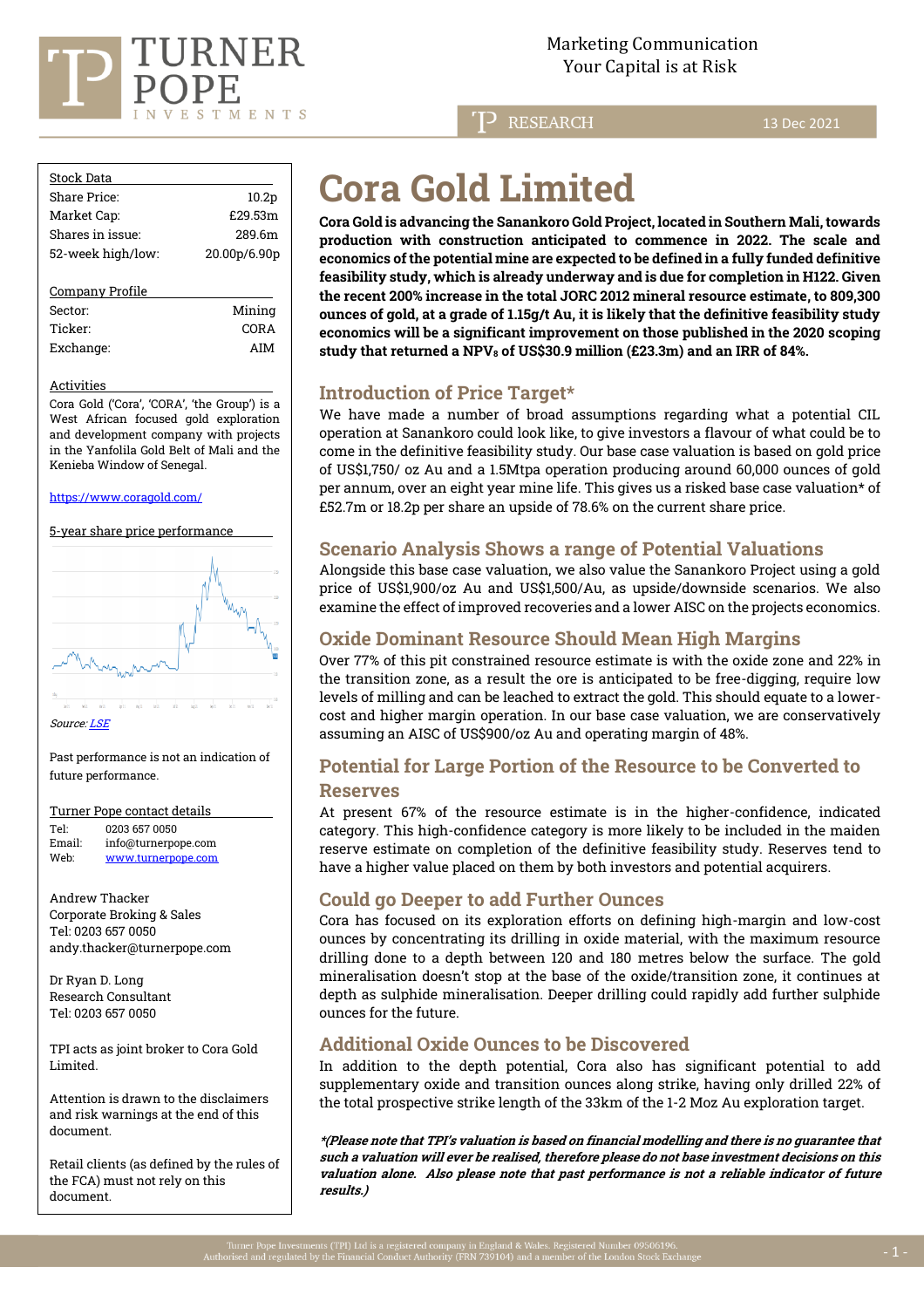Marketing Communication
Your Capital is at Risk

RESEARCH 13 Dec 2021

| Stock Data | |
|---|---|
| Share Price: | 10.2p |
| Market Cap: | £29.53m |
| Shares in issue: | 289.6m |
| 52-week high/low: | 20.00p/6.90p |

| Company Profile | |
|---|---|
| Sector: | Mining |
| Ticker: | CORA |
| Exchange: | AIM |

**Activities**

Cora Gold ('Cora', 'CORA', 'the Group') is a West African focused gold exploration and development company with projects in the Yanfolila Gold Belt of Mali and the Kenieba Window of Senegal.

https://www.coragold.com/

**5-year share price performance**

*Source: LSE*

Past performance is not an indication of future performance.

**Turner Pope contact details**

Tel: 0203 657 0050
Email: info@turnerpope.com
Web: www.turnerpope.com

Andrew Thacker
Corporate Broking & Sales
Tel: 0203 657 0050
andy.thacker@turnerpope.com

Dr Ryan D. Long
Research Consultant
Tel: 0203 657 0050

TPI acts as joint broker to Cora Gold Limited.

Attention is drawn to the disclaimers and risk warnings at the end of this document.

Retail clients (as defined by the rules of the FCA) must not rely on this document.

# Cora Gold Limited

**Cora Gold is advancing the Sanankoro Gold Project, located in Southern Mali, towards production with construction anticipated to commence in 2022. The scale and economics of the potential mine are expected to be defined in a fully funded definitive feasibility study, which is already underway and is due for completion in H122. Given the recent 200% increase in the total JORC 2012 mineral resource estimate, to 809,300 ounces of gold, at a grade of 1.15g/t Au, it is likely that the definitive feasibility study economics will be a significant improvement on those published in the 2020 scoping study that returned a NPV$_8$ of US$30.9 million (£23.3m) and an IRR of 84%.**

## Introduction of Price Target*

We have made a number of broad assumptions regarding what a potential CIL operation at Sanankoro could look like, to give investors a flavour of what could be to come in the definitive feasibility study. Our base case valuation is based on gold price of US$1,750/ oz Au and a 1.5Mtpa operation producing around 60,000 ounces of gold per annum, over an eight year mine life. This gives us a risked base case valuation* of £52.7m or 18.2p per share an upside of 78.6% on the current share price.

## Scenario Analysis Shows a range of Potential Valuations

Alongside this base case valuation, we also value the Sanankoro Project using a gold price of US$1,900/oz Au and US$1,500/Au, as upside/downside scenarios. We also examine the effect of improved recoveries and a lower AISC on the projects economics.

## Oxide Dominant Resource Should Mean High Margins

Over 77% of this pit constrained resource estimate is with the oxide zone and 22% in the transition zone, as a result the ore is anticipated to be free-digging, require low levels of milling and can be leached to extract the gold. This should equate to a lower-cost and higher margin operation. In our base case valuation, we are conservatively assuming an AISC of US$900/oz Au and operating margin of 48%.

## Potential for Large Portion of the Resource to be Converted to Reserves

At present 67% of the resource estimate is in the higher-confidence, indicated category. This high-confidence category is more likely to be included in the maiden reserve estimate on completion of the definitive feasibility study. Reserves tend to have a higher value placed on them by both investors and potential acquirers.

## Could go Deeper to add Further Ounces

Cora has focused on its exploration efforts on defining high-margin and low-cost ounces by concentrating its drilling in oxide material, with the maximum resource drilling done to a depth between 120 and 180 metres below the surface. The gold mineralisation doesn't stop at the base of the oxide/transition zone, it continues at depth as sulphide mineralisation. Deeper drilling could rapidly add further sulphide ounces for the future.

## Additional Oxide Ounces to be Discovered

In addition to the depth potential, Cora also has significant potential to add supplementary oxide and transition ounces along strike, having only drilled 22% of the total prospective strike length of the 33km of the 1-2 Moz Au exploration target.

***(Please note that TPI's valuation is based on financial modelling and there is no guarantee that such a valuation will ever be realised, therefore please do not base investment decisions on this valuation alone. Also please note that past performance is not a reliable indicator of future results.)***

Turner Pope Investments (TPI) Ltd is a registered company in England & Wales. Registered Number 09506196.
Authorised and regulated by the Financial Conduct Authority (FRN 739104) and a member of the London Stock Exchange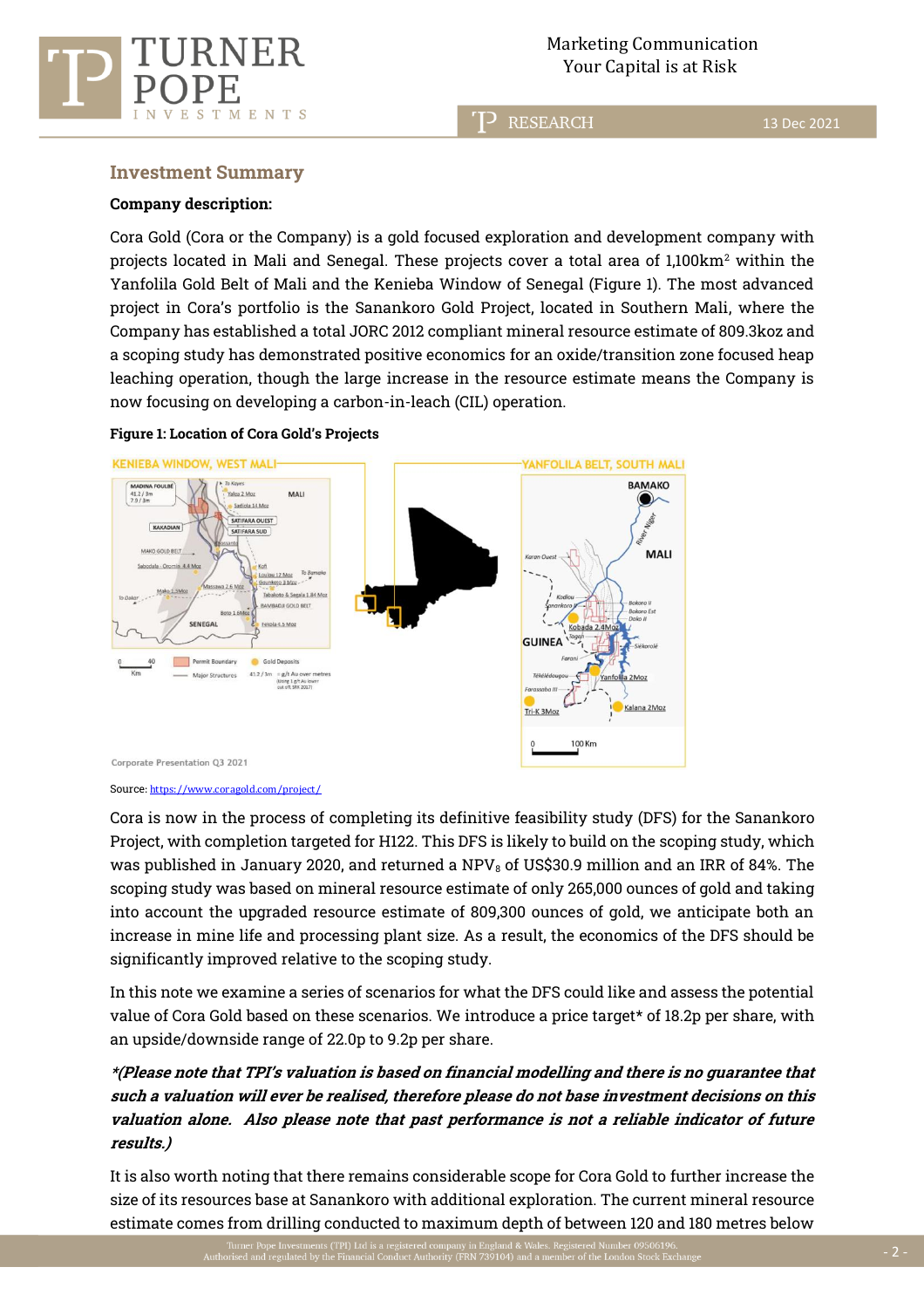## Investment Summary

**Company description:**

Cora Gold (Cora or the Company) is a gold focused exploration and development company with projects located in Mali and Senegal. These projects cover a total area of 1,100km$^2$ within the Yanfolila Gold Belt of Mali and the Kenieba Window of Senegal (Figure 1). The most advanced project in Cora's portfolio is the Sanankoro Gold Project, located in Southern Mali, where the Company has established a total JORC 2012 compliant mineral resource estimate of 809.3koz and a scoping study has demonstrated positive economics for an oxide/transition zone focused heap leaching operation, though the large increase in the resource estimate means the Company is now focusing on developing a carbon-in-leach (CIL) operation.

**Figure 1: Location of Cora Gold's Projects**

Source: https://www.coragold.com/project/

Cora is now in the process of completing its definitive feasibility study (DFS) for the Sanankoro Project, with completion targeted for H122. This DFS is likely to build on the scoping study, which was published in January 2020, and returned a NPV$_8$ of US$30.9 million and an IRR of 84%. The scoping study was based on mineral resource estimate of only 265,000 ounces of gold and taking into account the upgraded resource estimate of 809,300 ounces of gold, we anticipate both an increase in mine life and processing plant size. As a result, the economics of the DFS should be significantly improved relative to the scoping study.

In this note we examine a series of scenarios for what the DFS could like and assess the potential value of Cora Gold based on these scenarios. We introduce a price target* of 18.2p per share, with an upside/downside range of 22.0p to 9.2p per share.

***(Please note that TPI's valuation is based on financial modelling and there is no guarantee that such a valuation will ever be realised, therefore please do not base investment decisions on this valuation alone. Also please note that past performance is not a reliable indicator of future results.)**

It is also worth noting that there remains considerable scope for Cora Gold to further increase the size of its resources base at Sanankoro with additional exploration. The current mineral resource estimate comes from drilling conducted to maximum depth of between 120 and 180 metres below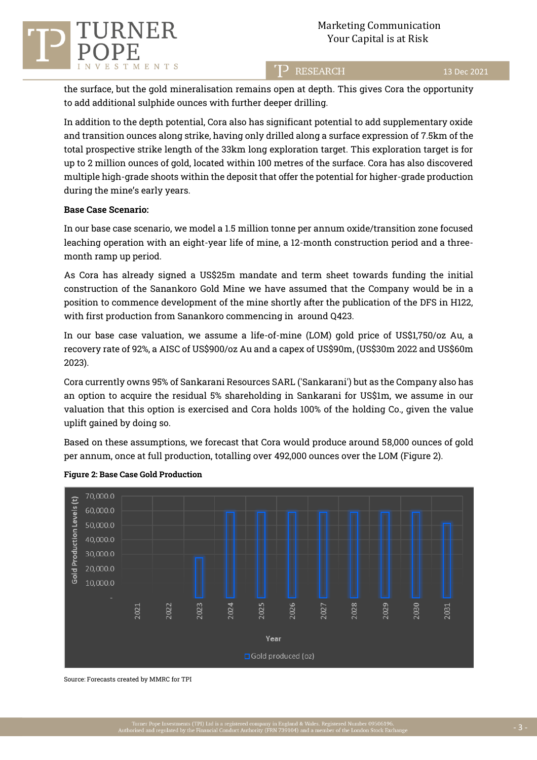the surface, but the gold mineralisation remains open at depth. This gives Cora the opportunity to add additional sulphide ounces with further deeper drilling.

In addition to the depth potential, Cora also has significant potential to add supplementary oxide and transition ounces along strike, having only drilled along a surface expression of 7.5km of the total prospective strike length of the 33km long exploration target. This exploration target is for up to 2 million ounces of gold, located within 100 metres of the surface. Cora has also discovered multiple high-grade shoots within the deposit that offer the potential for higher-grade production during the mine's early years.

**Base Case Scenario:**

In our base case scenario, we model a 1.5 million tonne per annum oxide/transition zone focused leaching operation with an eight-year life of mine, a 12-month construction period and a three-month ramp up period.

As Cora has already signed a US$25m mandate and term sheet towards funding the initial construction of the Sanankoro Gold Mine we have assumed that the Company would be in a position to commence development of the mine shortly after the publication of the DFS in H122, with first production from Sanankoro commencing in around Q423.

In our base case valuation, we assume a life-of-mine (LOM) gold price of US$1,750/oz Au, a recovery rate of 92%, a AISC of US$900/oz Au and a capex of US$90m, (US$30m 2022 and US$60m 2023).

Cora currently owns 95% of Sankarani Resources SARL ('Sankarani') but as the Company also has an option to acquire the residual 5% shareholding in Sankarani for US$1m, we assume in our valuation that this option is exercised and Cora holds 100% of the holding Co., given the value uplift gained by doing so.

Based on these assumptions, we forecast that Cora would produce around 58,000 ounces of gold per annum, once at full production, totalling over 492,000 ounces over the LOM (Figure 2).

**Figure 2: Base Case Gold Production**

Source: Forecasts created by MMRC for TPI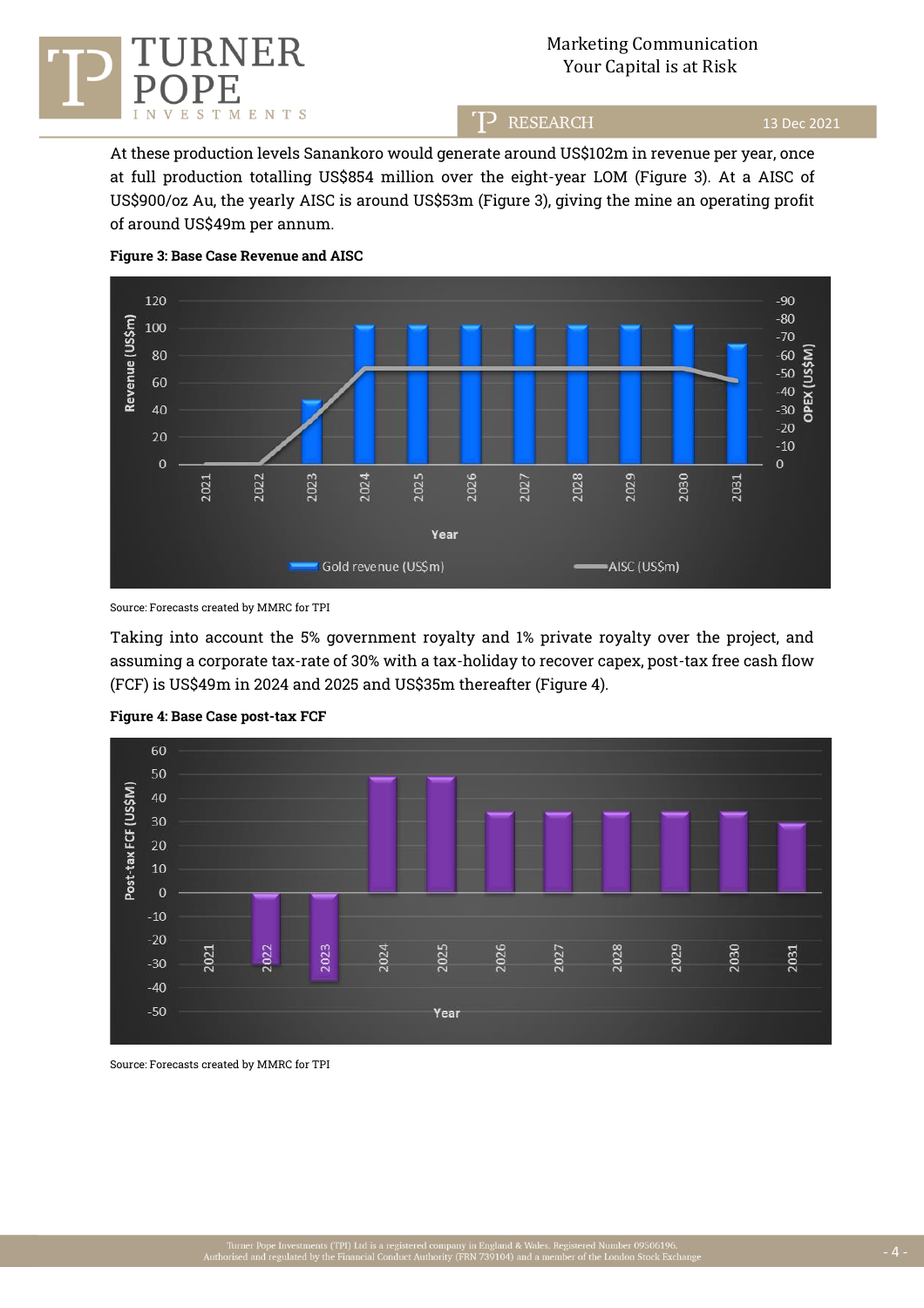At these production levels Sanankoro would generate around US$102m in revenue per year, once at full production totalling US$854 million over the eight-year LOM (Figure 3). At a AISC of US$900/oz Au, the yearly AISC is around US$53m (Figure 3), giving the mine an operating profit of around US$49m per annum.

**Figure 3: Base Case Revenue and AISC**

Source: Forecasts created by MMRC for TPI

Taking into account the 5% government royalty and 1% private royalty over the project, and assuming a corporate tax-rate of 30% with a tax-holiday to recover capex, post-tax free cash flow (FCF) is US$49m in 2024 and 2025 and US$35m thereafter (Figure 4).

**Figure 4: Base Case post-tax FCF**

Source: Forecasts created by MMRC for TPI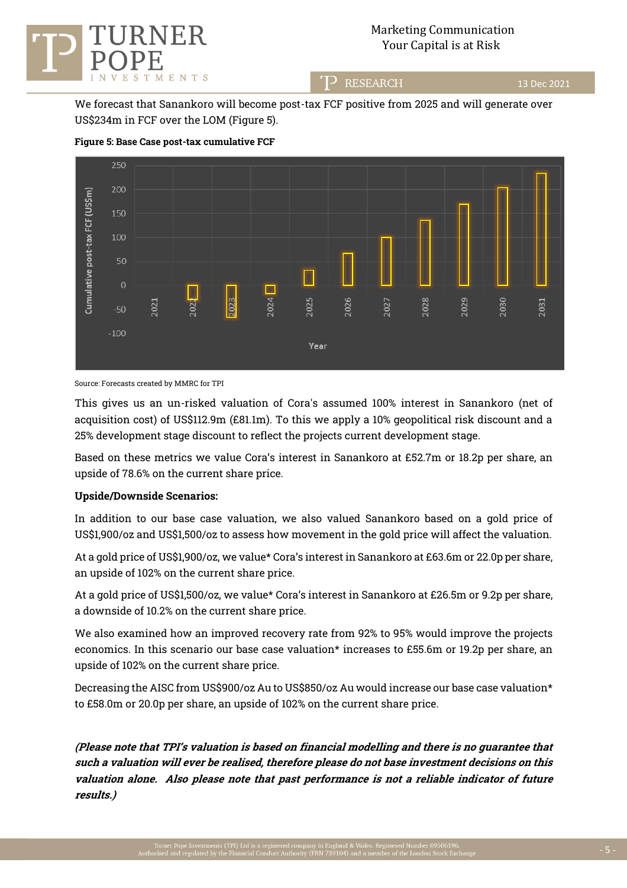We forecast that Sanankoro will become post-tax FCF positive from 2025 and will generate over US$234m in FCF over the LOM (Figure 5).

**Figure 5: Base Case post-tax cumulative FCF**

Source: Forecasts created by MMRC for TPI

This gives us an un-risked valuation of Cora's assumed 100% interest in Sanankoro (net of acquisition cost) of US$112.9m (£81.1m). To this we apply a 10% geopolitical risk discount and a 25% development stage discount to reflect the projects current development stage.

Based on these metrics we value Cora's interest in Sanankoro at £52.7m or 18.2p per share, an upside of 78.6% on the current share price.

**Upside/Downside Scenarios:**

In addition to our base case valuation, we also valued Sanankoro based on a gold price of US$1,900/oz and US$1,500/oz to assess how movement in the gold price will affect the valuation.

At a gold price of US$1,900/oz, we value* Cora's interest in Sanankoro at £63.6m or 22.0p per share, an upside of 102% on the current share price.

At a gold price of US$1,500/oz, we value* Cora's interest in Sanankoro at £26.5m or 9.2p per share, a downside of 10.2% on the current share price.

We also examined how an improved recovery rate from 92% to 95% would improve the projects economics. In this scenario our base case valuation* increases to £55.6m or 19.2p per share, an upside of 102% on the current share price.

Decreasing the AISC from US$900/oz Au to US$850/oz Au would increase our base case valuation* to £58.0m or 20.0p per share, an upside of 102% on the current share price.

***(Please note that TPI's valuation is based on financial modelling and there is no guarantee that such a valuation will ever be realised, therefore please do not base investment decisions on this valuation alone. Also please note that past performance is not a reliable indicator of future results.)***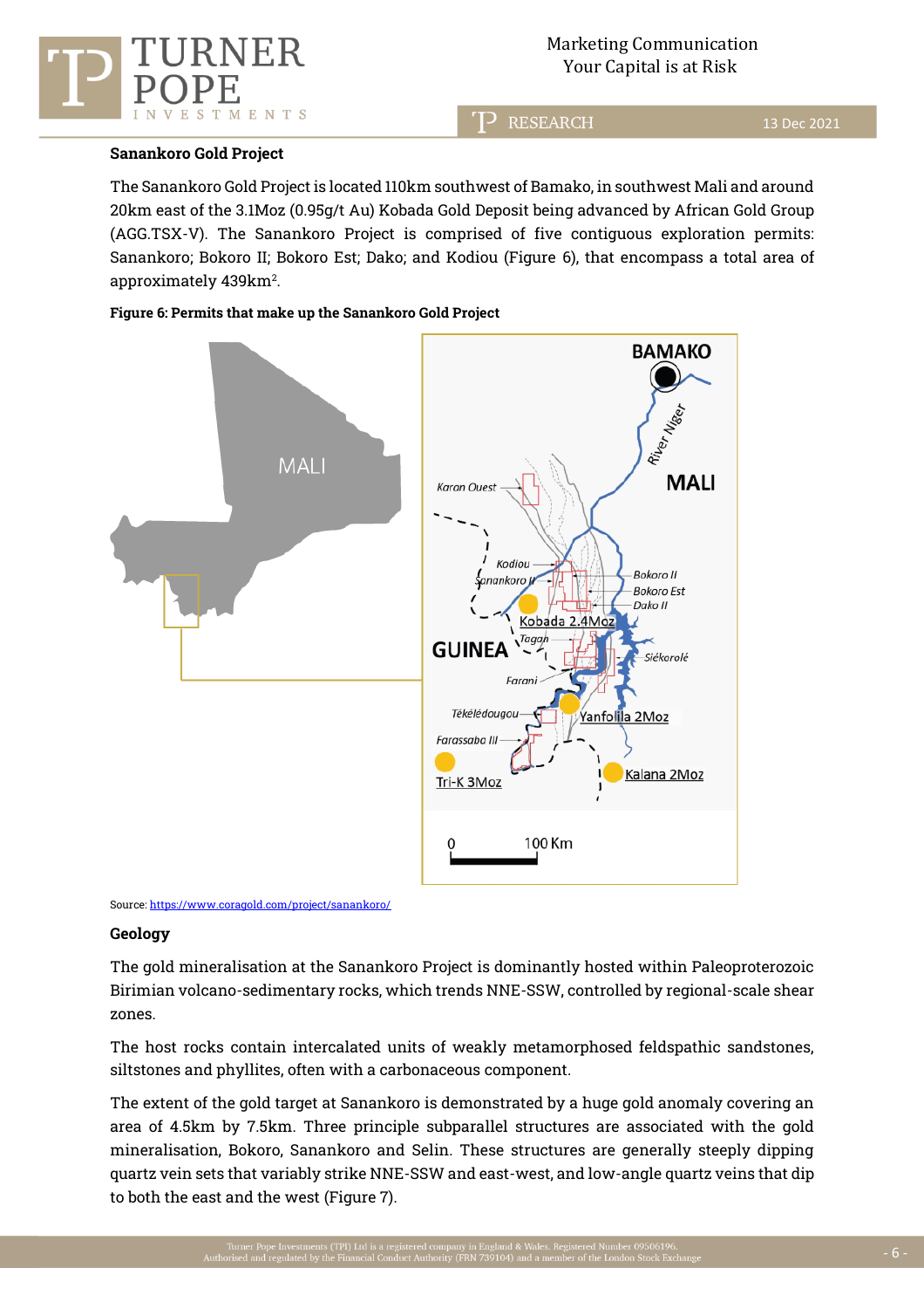### Sanankoro Gold Project

The Sanankoro Gold Project is located 110km southwest of Bamako, in southwest Mali and around 20km east of the 3.1Moz (0.95g/t Au) Kobada Gold Deposit being advanced by African Gold Group (AGG.TSX-V). The Sanankoro Project is comprised of five contiguous exploration permits: Sanankoro; Bokoro II; Bokoro Est; Dako; and Kodiou (Figure 6), that encompass a total area of approximately 439km$^2$.

**Figure 6: Permits that make up the Sanankoro Gold Project**

Source: https://www.coragold.com/project/sanankoro/

### Geology

The gold mineralisation at the Sanankoro Project is dominantly hosted within Paleoproterozoic Birimian volcano-sedimentary rocks, which trends NNE-SSW, controlled by regional-scale shear zones.

The host rocks contain intercalated units of weakly metamorphosed feldspathic sandstones, siltstones and phyllites, often with a carbonaceous component.

The extent of the gold target at Sanankoro is demonstrated by a huge gold anomaly covering an area of 4.5km by 7.5km. Three principle subparallel structures are associated with the gold mineralisation, Bokoro, Sanankoro and Selin. These structures are generally steeply dipping quartz vein sets that variably strike NNE-SSW and east-west, and low-angle quartz veins that dip to both the east and the west (Figure 7).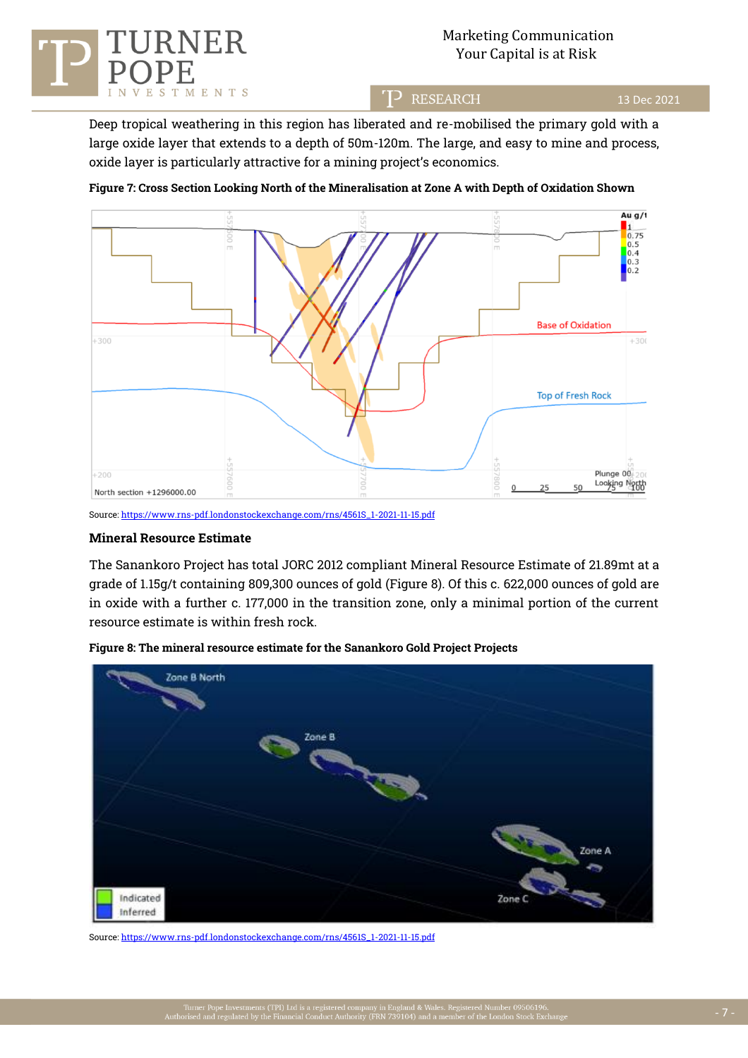Deep tropical weathering in this region has liberated and re-mobilised the primary gold with a large oxide layer that extends to a depth of 50m-120m. The large, and easy to mine and process, oxide layer is particularly attractive for a mining project's economics.

**Figure 7: Cross Section Looking North of the Mineralisation at Zone A with Depth of Oxidation Shown**

Source: https://www.rns-pdf.londonstockexchange.com/rns/4561S_1-2021-11-15.pdf

### Mineral Resource Estimate

The Sanankoro Project has total JORC 2012 compliant Mineral Resource Estimate of 21.89mt at a grade of 1.15g/t containing 809,300 ounces of gold (Figure 8). Of this c. 622,000 ounces of gold are in oxide with a further c. 177,000 in the transition zone, only a minimal portion of the current resource estimate is within fresh rock.

**Figure 8: The mineral resource estimate for the Sanankoro Gold Project Projects**

Source: https://www.rns-pdf.londonstockexchange.com/rns/4561S_1-2021-11-15.pdf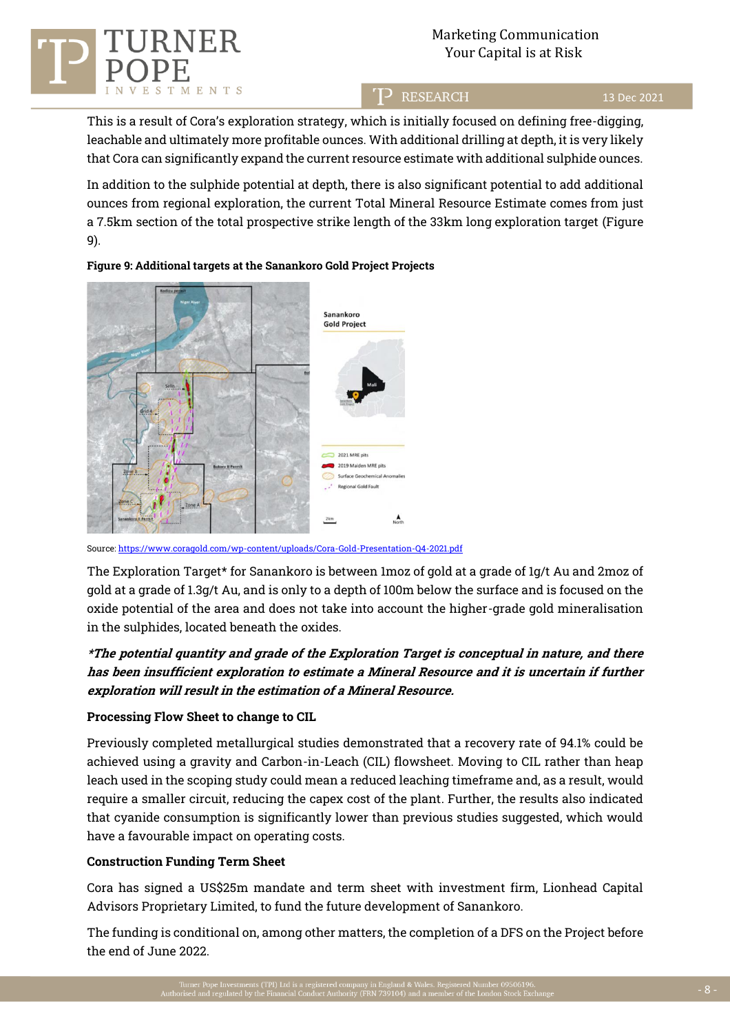This is a result of Cora's exploration strategy, which is initially focused on defining free-digging, leachable and ultimately more profitable ounces. With additional drilling at depth, it is very likely that Cora can significantly expand the current resource estimate with additional sulphide ounces.

In addition to the sulphide potential at depth, there is also significant potential to add additional ounces from regional exploration, the current Total Mineral Resource Estimate comes from just a 7.5km section of the total prospective strike length of the 33km long exploration target (Figure 9).

**Figure 9: Additional targets at the Sanankoro Gold Project Projects**

Source: https://www.coragold.com/wp-content/uploads/Cora-Gold-Presentation-Q4-2021.pdf

The Exploration Target* for Sanankoro is between 1moz of gold at a grade of 1g/t Au and 2moz of gold at a grade of 1.3g/t Au, and is only to a depth of 100m below the surface and is focused on the oxide potential of the area and does not take into account the higher-grade gold mineralisation in the sulphides, located beneath the oxides.

***The potential quantity and grade of the Exploration Target is conceptual in nature, and there has been insufficient exploration to estimate a Mineral Resource and it is uncertain if further exploration will result in the estimation of a Mineral Resource.***

**Processing Flow Sheet to change to CIL**

Previously completed metallurgical studies demonstrated that a recovery rate of 94.1% could be achieved using a gravity and Carbon-in-Leach (CIL) flowsheet. Moving to CIL rather than heap leach used in the scoping study could mean a reduced leaching timeframe and, as a result, would require a smaller circuit, reducing the capex cost of the plant. Further, the results also indicated that cyanide consumption is significantly lower than previous studies suggested, which would have a favourable impact on operating costs.

**Construction Funding Term Sheet**

Cora has signed a US$25m mandate and term sheet with investment firm, Lionhead Capital Advisors Proprietary Limited, to fund the future development of Sanankoro.

The funding is conditional on, among other matters, the completion of a DFS on the Project before the end of June 2022.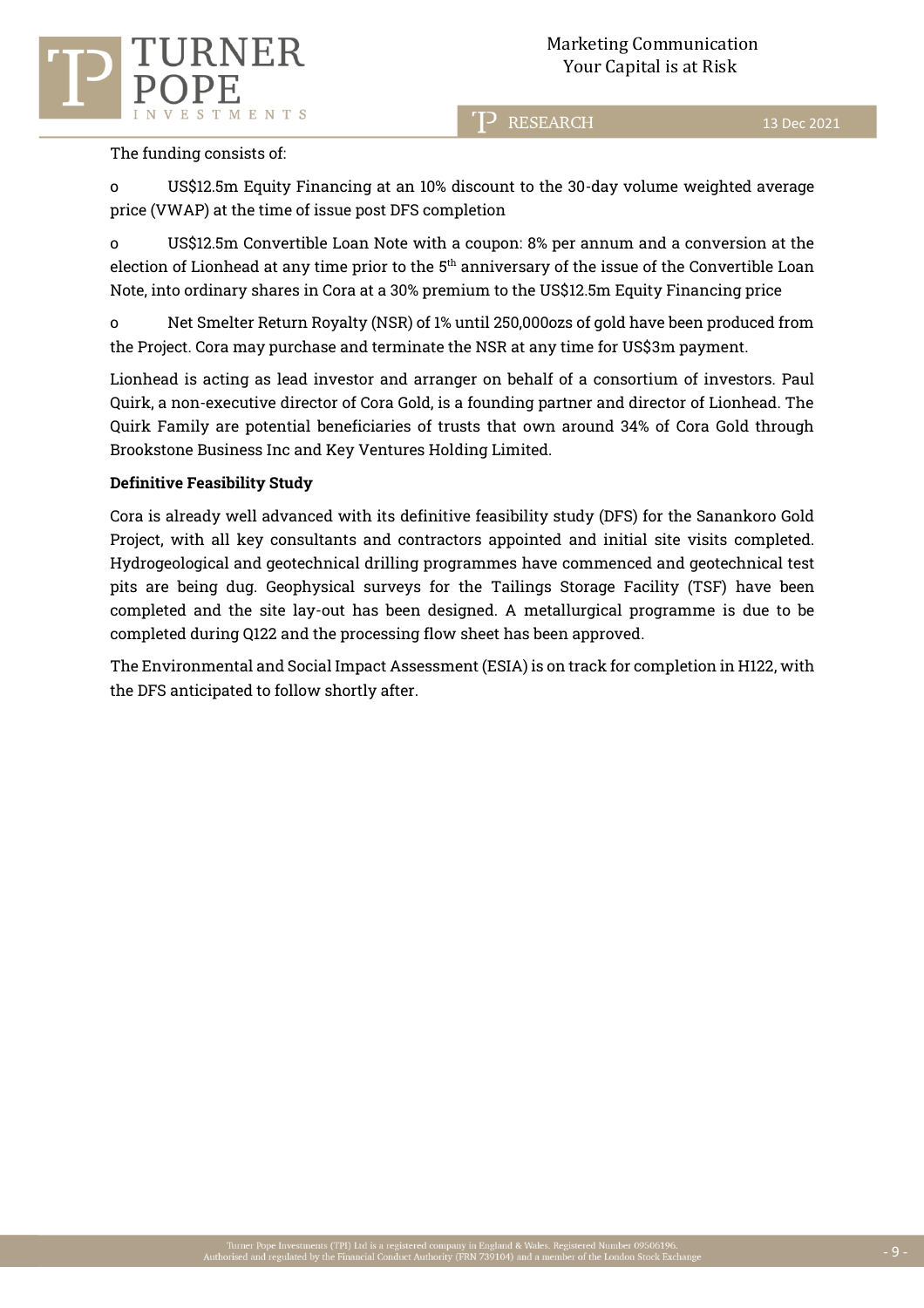The funding consists of:

- US$12.5m Equity Financing at an 10% discount to the 30-day volume weighted average price (VWAP) at the time of issue post DFS completion
- US$12.5m Convertible Loan Note with a coupon: 8% per annum and a conversion at the election of Lionhead at any time prior to the 5th anniversary of the issue of the Convertible Loan Note, into ordinary shares in Cora at a 30% premium to the US$12.5m Equity Financing price
- Net Smelter Return Royalty (NSR) of 1% until 250,000ozs of gold have been produced from the Project. Cora may purchase and terminate the NSR at any time for US$3m payment.

Lionhead is acting as lead investor and arranger on behalf of a consortium of investors. Paul Quirk, a non-executive director of Cora Gold, is a founding partner and director of Lionhead. The Quirk Family are potential beneficiaries of trusts that own around 34% of Cora Gold through Brookstone Business Inc and Key Ventures Holding Limited.

**Definitive Feasibility Study**

Cora is already well advanced with its definitive feasibility study (DFS) for the Sanankoro Gold Project, with all key consultants and contractors appointed and initial site visits completed. Hydrogeological and geotechnical drilling programmes have commenced and geotechnical test pits are being dug. Geophysical surveys for the Tailings Storage Facility (TSF) have been completed and the site lay-out has been designed. A metallurgical programme is due to be completed during Q122 and the processing flow sheet has been approved.

The Environmental and Social Impact Assessment (ESIA) is on track for completion in H122, with the DFS anticipated to follow shortly after.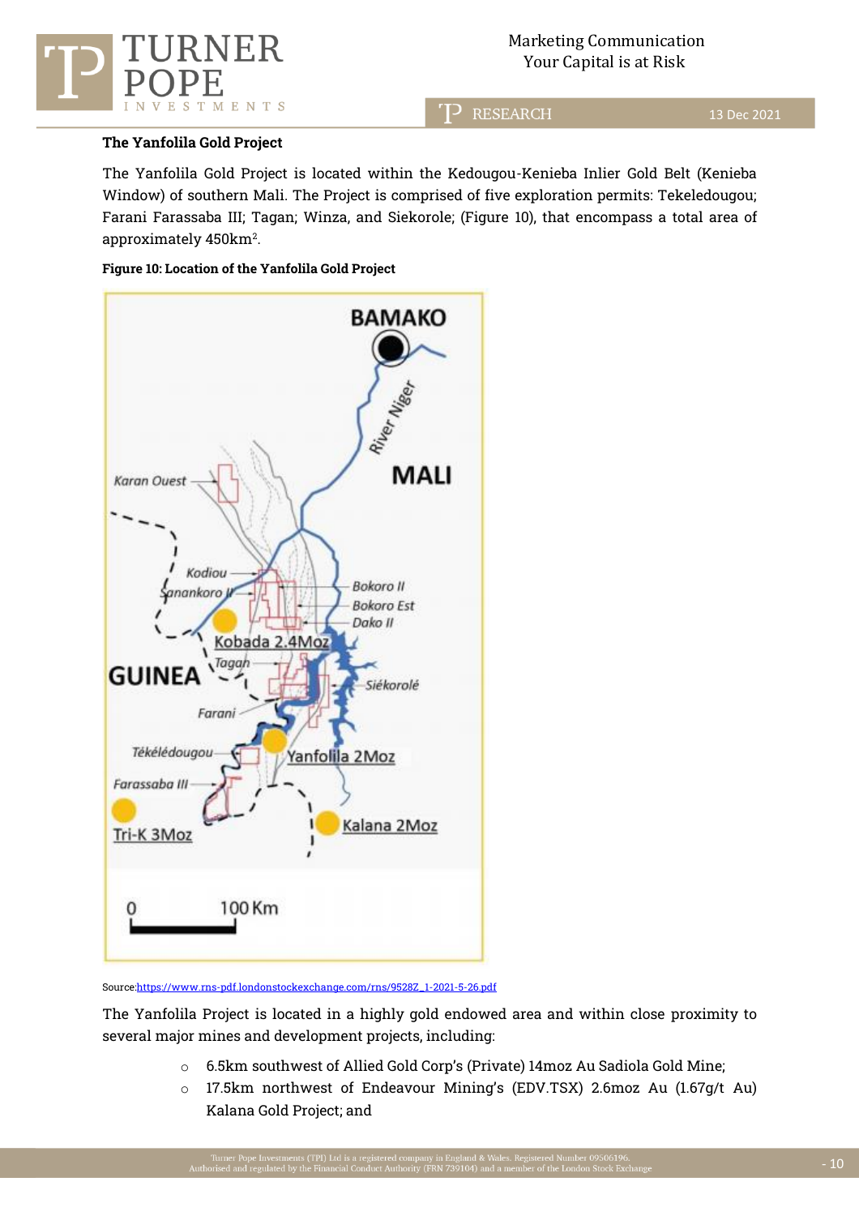### The Yanfolila Gold Project

The Yanfolila Gold Project is located within the Kedougou-Kenieba Inlier Gold Belt (Kenieba Window) of southern Mali. The Project is comprised of five exploration permits: Tekeledougou; Farani Farassaba III; Tagan; Winza, and Siekorole; (Figure 10), that encompass a total area of approximately 450km$^2$.

**Figure 10: Location of the Yanfolila Gold Project**

Source:https://www.rns-pdf.londonstockexchange.com/rns/9528Z_1-2021-5-26.pdf

The Yanfolila Project is located in a highly gold endowed area and within close proximity to several major mines and development projects, including:

- 6.5km southwest of Allied Gold Corp's (Private) 14moz Au Sadiola Gold Mine;
- 17.5km northwest of Endeavour Mining's (EDV.TSX) 2.6moz Au (1.67g/t Au) Kalana Gold Project; and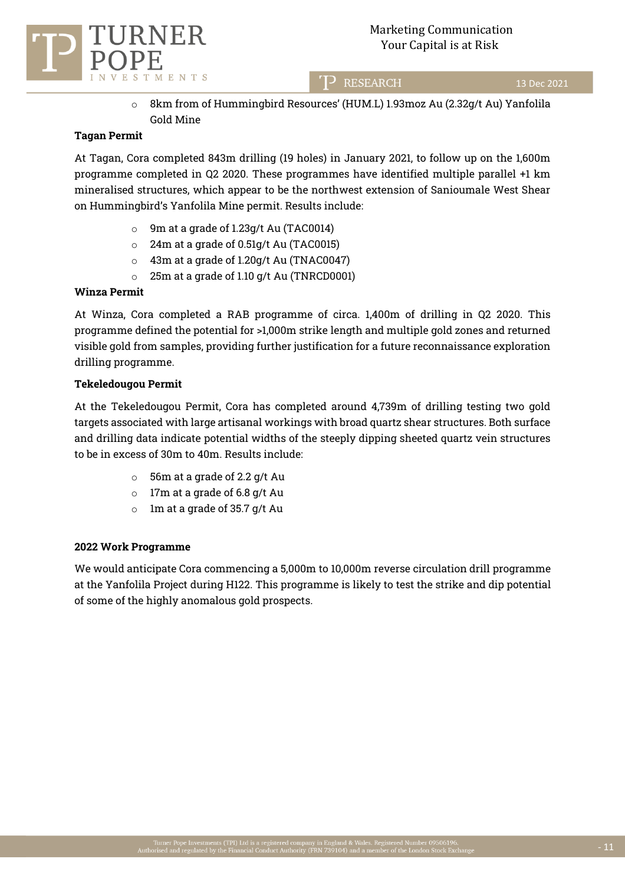- 8km from of Hummingbird Resources' (HUM.L) 1.93moz Au (2.32g/t Au) Yanfolila Gold Mine

**Tagan Permit**

At Tagan, Cora completed 843m drilling (19 holes) in January 2021, to follow up on the 1,600m programme completed in Q2 2020. These programmes have identified multiple parallel +1 km mineralised structures, which appear to be the northwest extension of Sanioumale West Shear on Hummingbird's Yanfolila Mine permit. Results include:

- 9m at a grade of 1.23g/t Au (TAC0014)
- 24m at a grade of 0.51g/t Au (TAC0015)
- 43m at a grade of 1.20g/t Au (TNAC0047)
- 25m at a grade of 1.10 g/t Au (TNRCD0001)

**Winza Permit**

At Winza, Cora completed a RAB programme of circa. 1,400m of drilling in Q2 2020. This programme defined the potential for >1,000m strike length and multiple gold zones and returned visible gold from samples, providing further justification for a future reconnaissance exploration drilling programme.

**Tekeledougou Permit**

At the Tekeledougou Permit, Cora has completed around 4,739m of drilling testing two gold targets associated with large artisanal workings with broad quartz shear structures. Both surface and drilling data indicate potential widths of the steeply dipping sheeted quartz vein structures to be in excess of 30m to 40m. Results include:

- 56m at a grade of 2.2 g/t Au
- 17m at a grade of 6.8 g/t Au
- 1m at a grade of 35.7 g/t Au

**2022 Work Programme**

We would anticipate Cora commencing a 5,000m to 10,000m reverse circulation drill programme at the Yanfolila Project during H122. This programme is likely to test the strike and dip potential of some of the highly anomalous gold prospects.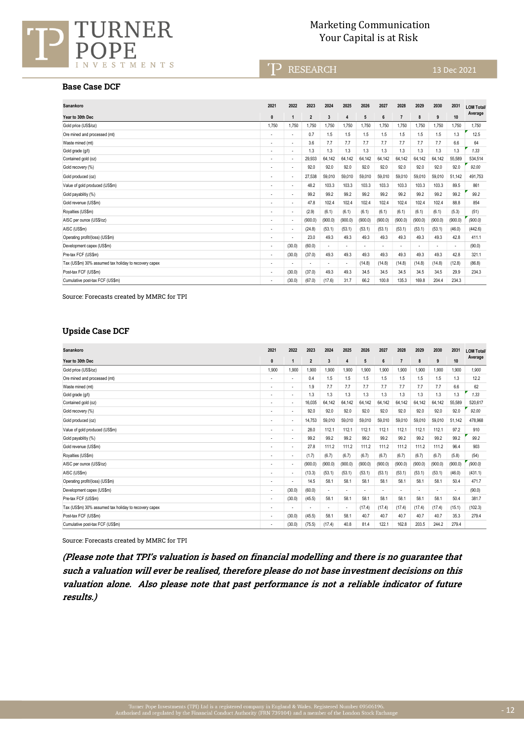## Base Case DCF

| Sanankoro | 2021 | 2022 | 2023 | 2024 | 2025 | 2026 | 2027 | 2028 | 2029 | 2030 | 2031 | LOM Total/ Average |
|---|---|---|---|---|---|---|---|---|---|---|---|---|
| Year to 30th Dec | 0 | 1 | 2 | 3 | 4 | 5 | 6 | 7 | 8 | 9 | 10 | |
| Gold price (US$/oz) | 1,750 | 1,750 | 1,750 | 1,750 | 1,750 | 1,750 | 1,750 | 1,750 | 1,750 | 1,750 | 1,750 | *1,750* |
| Ore mined and processed (mt) | - | - | 0.7 | 1.5 | 1.5 | 1.5 | 1.5 | 1.5 | 1.5 | 1.5 | 1.3 | 12.5 |
| Waste mined (mt) | - | - | 3.6 | 7.7 | 7.7 | 7.7 | 7.7 | 7.7 | 7.7 | 7.7 | 6.6 | 64 |
| Gold grade (g/t) | - | - | 1.3 | 1.3 | 1.3 | 1.3 | 1.3 | 1.3 | 1.3 | 1.3 | 1.3 | *1.33* |
| Contained gold (oz) | - | - | 29,933 | 64,142 | 64,142 | 64,142 | 64,142 | 64,142 | 64,142 | 64,142 | 55,589 | 534,514 |
| Gold recovery (%) | - | - | 92.0 | 92.0 | 92.0 | 92.0 | 92.0 | 92.0 | 92.0 | 92.0 | 92.0 | *92.00* |
| Gold produced (oz) | - | - | 27,538 | 59,010 | 59,010 | 59,010 | 59,010 | 59,010 | 59,010 | 59,010 | 51,142 | 491,753 |
| Value of gold produced (US$m) | - | - | 48.2 | 103.3 | 103.3 | 103.3 | 103.3 | 103.3 | 103.3 | 103.3 | 89.5 | 861 |
| Gold payablitiy (%) | - | - | 99.2 | 99.2 | 99.2 | 99.2 | 99.2 | 99.2 | 99.2 | 99.2 | 99.2 | *99.2* |
| Gold revenue (US$m) | - | - | 47.8 | 102.4 | 102.4 | 102.4 | 102.4 | 102.4 | 102.4 | 102.4 | 88.8 | 854 |
| Royalties (US$m) | - | - | (2.9) | (6.1) | (6.1) | (6.1) | (6.1) | (6.1) | (6.1) | (6.1) | (5.3) | (51) |
| AISC per ounce (US$/oz) | - | - | (900.0) | (900.0) | (900.0) | (900.0) | (900.0) | (900.0) | (900.0) | (900.0) | (900.0) | *(900.0)* |
| AISC (US$m) | - | - | (24.8) | (53.1) | (53.1) | (53.1) | (53.1) | (53.1) | (53.1) | (53.1) | (46.0) | (442.6) |
| Operating profit/(loss) (US$m) | - | - | 23.0 | 49.3 | 49.3 | 49.3 | 49.3 | 49.3 | 49.3 | 49.3 | 42.8 | 411.1 |
| Development capex (US$m) | - | (30.0) | (60.0) | - | - | - | - | - | - | - | - | (90.0) |
| Pre-tax FCF (US$m) | - | (30.0) | (37.0) | 49.3 | 49.3 | 49.3 | 49.3 | 49.3 | 49.3 | 49.3 | 42.8 | 321.1 |
| Tax (US$m) 30% assumed tax holiday to recovery capex | - | - | - | - | - | (14.8) | (14.8) | (14.8) | (14.8) | (14.8) | (12.8) | (86.8) |
| Post-tax FCF (US$m) | - | (30.0) | (37.0) | 49.3 | 49.3 | 34.5 | 34.5 | 34.5 | 34.5 | 34.5 | 29.9 | 234.3 |
| Cumulative post-tax FCF (US$m) | - | (30.0) | (67.0) | (17.6) | 31.7 | 66.2 | 100.8 | 135.3 | 169.8 | 204.4 | 234.3 | |

Source: Forecasts created by MMRC for TPI

## Upside Case DCF

| Sanankoro | 2021 | 2022 | 2023 | 2024 | 2025 | 2026 | 2027 | 2028 | 2029 | 2030 | 2031 | LOM Total/ Average |
|---|---|---|---|---|---|---|---|---|---|---|---|---|
| Year to 30th Dec | 0 | 1 | 2 | 3 | 4 | 5 | 6 | 7 | 8 | 9 | 10 | |
| Gold price (US$/oz) | 1,900 | 1,900 | 1,900 | 1,900 | 1,900 | 1,900 | 1,900 | 1,900 | 1,900 | 1,900 | 1,900 | *1,900* |
| Ore mined and processed (mt) | - | - | 0.4 | 1.5 | 1.5 | 1.5 | 1.5 | 1.5 | 1.5 | 1.5 | 1.3 | 12.2 |
| Waste mined (mt) | - | - | 1.9 | 7.7 | 7.7 | 7.7 | 7.7 | 7.7 | 7.7 | 7.7 | 6.6 | 62 |
| Gold grade (g/t) | - | - | 1.3 | 1.3 | 1.3 | 1.3 | 1.3 | 1.3 | 1.3 | 1.3 | 1.3 | *1.33* |
| Contained gold (oz) | - | - | 16,035 | 64,142 | 64,142 | 64,142 | 64,142 | 64,142 | 64,142 | 64,142 | 55,589 | 520,617 |
| Gold recovery (%) | - | - | 92.0 | 92.0 | 92.0 | 92.0 | 92.0 | 92.0 | 92.0 | 92.0 | 92.0 | *92.00* |
| Gold produced (oz) | - | - | 14,753 | 59,010 | 59,010 | 59,010 | 59,010 | 59,010 | 59,010 | 59,010 | 51,142 | 478,968 |
| Value of gold produced (US$m) | - | - | 28.0 | 112.1 | 112.1 | 112.1 | 112.1 | 112.1 | 112.1 | 112.1 | 97.2 | 910 |
| Gold payablitiy (%) | - | - | 99.2 | 99.2 | 99.2 | 99.2 | 99.2 | 99.2 | 99.2 | 99.2 | 99.2 | *99.2* |
| Gold revenue (US$m) | - | - | 27.8 | 111.2 | 111.2 | 111.2 | 111.2 | 111.2 | 111.2 | 111.2 | 96.4 | 903 |
| Royalties (US$m) | - | - | (1.7) | (6.7) | (6.7) | (6.7) | (6.7) | (6.7) | (6.7) | (6.7) | (5.8) | (54) |
| AISC per ounce (US$/oz) | - | - | (900.0) | (900.0) | (900.0) | (900.0) | (900.0) | (900.0) | (900.0) | (900.0) | (900.0) | *(900.0)* |
| AISC (US$m) | - | - | (13.3) | (53.1) | (53.1) | (53.1) | (53.1) | (53.1) | (53.1) | (53.1) | (46.0) | (431.1) |
| Operating profit/(loss) (US$m) | - | - | 14.5 | 58.1 | 58.1 | 58.1 | 58.1 | 58.1 | 58.1 | 58.1 | 50.4 | 471.7 |
| Development capex (US$m) | - | (30.0) | (60.0) | - | - | - | - | - | - | - | - | (90.0) |
| Pre-tax FCF (US$m) | - | (30.0) | (45.5) | 58.1 | 58.1 | 58.1 | 58.1 | 58.1 | 58.1 | 58.1 | 50.4 | 381.7 |
| Tax (US$m) 30% assumed tax holiday to recovery capex | - | - | - | - | - | (17.4) | (17.4) | (17.4) | (17.4) | (17.4) | (15.1) | (102.3) |
| Post-tax FCF (US$m) | - | (30.0) | (45.5) | 58.1 | 58.1 | 40.7 | 40.7 | 40.7 | 40.7 | 40.7 | 35.3 | 279.4 |
| Cumulative post-tax FCF (US$m) | - | (30.0) | (75.5) | (17.4) | 40.8 | 81.4 | 122.1 | 162.8 | 203.5 | 244.2 | 279.4 | |

Source: Forecasts created by MMRC for TPI

***(Please note that TPI's valuation is based on financial modelling and there is no guarantee that such a valuation will ever be realised, therefore please do not base investment decisions on this valuation alone. Also please note that past performance is not a reliable indicator of future results.)***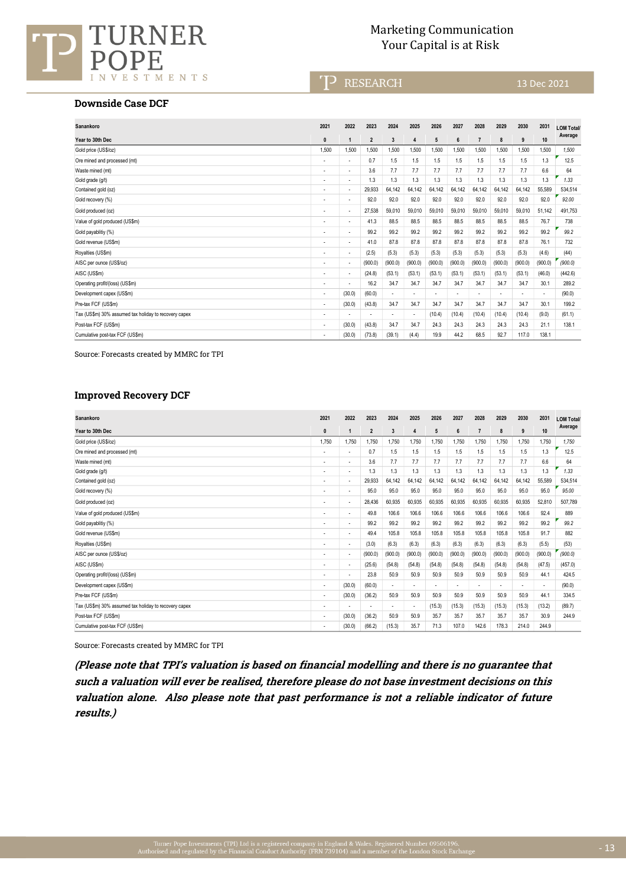### Downside Case DCF

| Sanankoro | 2021 | 2022 | 2023 | 2024 | 2025 | 2026 | 2027 | 2028 | 2029 | 2030 | 2031 | LOM Total/ Average |
|---|---|---|---|---|---|---|---|---|---|---|---|---|
| Year to 30th Dec | 0 | 1 | 2 | 3 | 4 | 5 | 6 | 7 | 8 | 9 | 10 | |
| Gold price (US$/oz) | 1,500 | 1,500 | 1,500 | 1,500 | 1,500 | 1,500 | 1,500 | 1,500 | 1,500 | 1,500 | 1,500 | *1,500* |
| Ore mined and processed (mt) | - | - | 0.7 | 1.5 | 1.5 | 1.5 | 1.5 | 1.5 | 1.5 | 1.5 | 1.3 | 12.5 |
| Waste mined (mt) | - | - | 3.6 | 7.7 | 7.7 | 7.7 | 7.7 | 7.7 | 7.7 | 7.7 | 6.6 | 64 |
| Gold grade (g/t) | - | - | 1.3 | 1.3 | 1.3 | 1.3 | 1.3 | 1.3 | 1.3 | 1.3 | 1.3 | *1.33* |
| Contained gold (oz) | - | - | 29,933 | 64,142 | 64,142 | 64,142 | 64,142 | 64,142 | 64,142 | 64,142 | 55,589 | 534,514 |
| Gold recovery (%) | - | - | 92.0 | 92.0 | 92.0 | 92.0 | 92.0 | 92.0 | 92.0 | 92.0 | 92.0 | *92.00* |
| Gold produced (oz) | - | - | 27,538 | 59,010 | 59,010 | 59,010 | 59,010 | 59,010 | 59,010 | 59,010 | 51,142 | 491,753 |
| Value of gold produced (US$m) | - | - | 41.3 | 88.5 | 88.5 | 88.5 | 88.5 | 88.5 | 88.5 | 88.5 | 76.7 | 738 |
| Gold payablitiy (%) | - | - | 99.2 | 99.2 | 99.2 | 99.2 | 99.2 | 99.2 | 99.2 | 99.2 | 99.2 | *99.2* |
| Gold revenue (US$m) | - | - | 41.0 | 87.8 | 87.8 | 87.8 | 87.8 | 87.8 | 87.8 | 87.8 | 76.1 | 732 |
| Royalties (US$m) | - | - | (2.5) | (5.3) | (5.3) | (5.3) | (5.3) | (5.3) | (5.3) | (5.3) | (4.6) | (44) |
| AISC per ounce (US$/oz) | - | - | (900.0) | (900.0) | (900.0) | (900.0) | (900.0) | (900.0) | (900.0) | (900.0) | (900.0) | *(900.0)* |
| AISC (US$m) | - | - | (24.8) | (53.1) | (53.1) | (53.1) | (53.1) | (53.1) | (53.1) | (53.1) | (46.0) | (442.6) |
| Operating profit/(loss) (US$m) | - | - | 16.2 | 34.7 | 34.7 | 34.7 | 34.7 | 34.7 | 34.7 | 34.7 | 30.1 | 289.2 |
| Development capex (US$m) | - | (30.0) | (60.0) | - | - | - | - | - | - | - | - | (90.0) |
| Pre-tax FCF (US$m) | - | (30.0) | (43.8) | 34.7 | 34.7 | 34.7 | 34.7 | 34.7 | 34.7 | 34.7 | 30.1 | 199.2 |
| Tax (US$m) 30% assumed tax holiday to recovery capex | - | - | - | - | - | (10.4) | (10.4) | (10.4) | (10.4) | (10.4) | (9.0) | (61.1) |
| Post-tax FCF (US$m) | - | (30.0) | (43.8) | 34.7 | 34.7 | 24.3 | 24.3 | 24.3 | 24.3 | 24.3 | 21.1 | 138.1 |
| Cumulative post-tax FCF (US$m) | - | (30.0) | (73.8) | (39.1) | (4.4) | 19.9 | 44.2 | 68.5 | 92.7 | 117.0 | 138.1 | |

Source: Forecasts created by MMRC for TPI

### Improved Recovery DCF

| Sanankoro | 2021 | 2022 | 2023 | 2024 | 2025 | 2026 | 2027 | 2028 | 2029 | 2030 | 2031 | LOM Total/ Average |
|---|---|---|---|---|---|---|---|---|---|---|---|---|
| Year to 30th Dec | 0 | 1 | 2 | 3 | 4 | 5 | 6 | 7 | 8 | 9 | 10 | |
| Gold price (US$/oz) | 1,750 | 1,750 | 1,750 | 1,750 | 1,750 | 1,750 | 1,750 | 1,750 | 1,750 | 1,750 | 1,750 | *1,750* |
| Ore mined and processed (mt) | - | - | 0.7 | 1.5 | 1.5 | 1.5 | 1.5 | 1.5 | 1.5 | 1.5 | 1.3 | 12.5 |
| Waste mined (mt) | - | - | 3.6 | 7.7 | 7.7 | 7.7 | 7.7 | 7.7 | 7.7 | 7.7 | 6.6 | 64 |
| Gold grade (g/t) | - | - | 1.3 | 1.3 | 1.3 | 1.3 | 1.3 | 1.3 | 1.3 | 1.3 | 1.3 | *1.33* |
| Contained gold (oz) | - | - | 29,933 | 64,142 | 64,142 | 64,142 | 64,142 | 64,142 | 64,142 | 64,142 | 55,589 | 534,514 |
| Gold recovery (%) | - | - | 95.0 | 95.0 | 95.0 | 95.0 | 95.0 | 95.0 | 95.0 | 95.0 | 95.0 | *95.00* |
| Gold produced (oz) | - | - | 28,436 | 60,935 | 60,935 | 60,935 | 60,935 | 60,935 | 60,935 | 60,935 | 52,810 | 507,789 |
| Value of gold produced (US$m) | - | - | 49.8 | 106.6 | 106.6 | 106.6 | 106.6 | 106.6 | 106.6 | 106.6 | 92.4 | 889 |
| Gold payablitiy (%) | - | - | 99.2 | 99.2 | 99.2 | 99.2 | 99.2 | 99.2 | 99.2 | 99.2 | 99.2 | *99.2* |
| Gold revenue (US$m) | - | - | 49.4 | 105.8 | 105.8 | 105.8 | 105.8 | 105.8 | 105.8 | 105.8 | 91.7 | 882 |
| Royalties (US$m) | - | - | (3.0) | (6.3) | (6.3) | (6.3) | (6.3) | (6.3) | (6.3) | (6.3) | (5.5) | (53) |
| AISC per ounce (US$/oz) | - | - | (900.0) | (900.0) | (900.0) | (900.0) | (900.0) | (900.0) | (900.0) | (900.0) | (900.0) | *(900.0)* |
| AISC (US$m) | - | - | (25.6) | (54.8) | (54.8) | (54.8) | (54.8) | (54.8) | (54.8) | (54.8) | (47.5) | (457.0) |
| Operating profit/(loss) (US$m) | - | - | 23.8 | 50.9 | 50.9 | 50.9 | 50.9 | 50.9 | 50.9 | 50.9 | 44.1 | 424.5 |
| Development capex (US$m) | - | (30.0) | (60.0) | - | - | - | - | - | - | - | - | (90.0) |
| Pre-tax FCF (US$m) | - | (30.0) | (36.2) | 50.9 | 50.9 | 50.9 | 50.9 | 50.9 | 50.9 | 50.9 | 44.1 | 334.5 |
| Tax (US$m) 30% assumed tax holiday to recovery capex | - | - | - | - | - | (15.3) | (15.3) | (15.3) | (15.3) | (15.3) | (13.2) | (89.7) |
| Post-tax FCF (US$m) | - | (30.0) | (36.2) | 50.9 | 50.9 | 35.7 | 35.7 | 35.7 | 35.7 | 35.7 | 30.9 | 244.9 |
| Cumulative post-tax FCF (US$m) | - | (30.0) | (66.2) | (15.3) | 35.7 | 71.3 | 107.0 | 142.6 | 178.3 | 214.0 | 244.9 | |

Source: Forecasts created by MMRC for TPI

***(Please note that TPI's valuation is based on financial modelling and there is no guarantee that such a valuation will ever be realised, therefore please do not base investment decisions on this valuation alone. Also please note that past performance is not a reliable indicator of future results.)***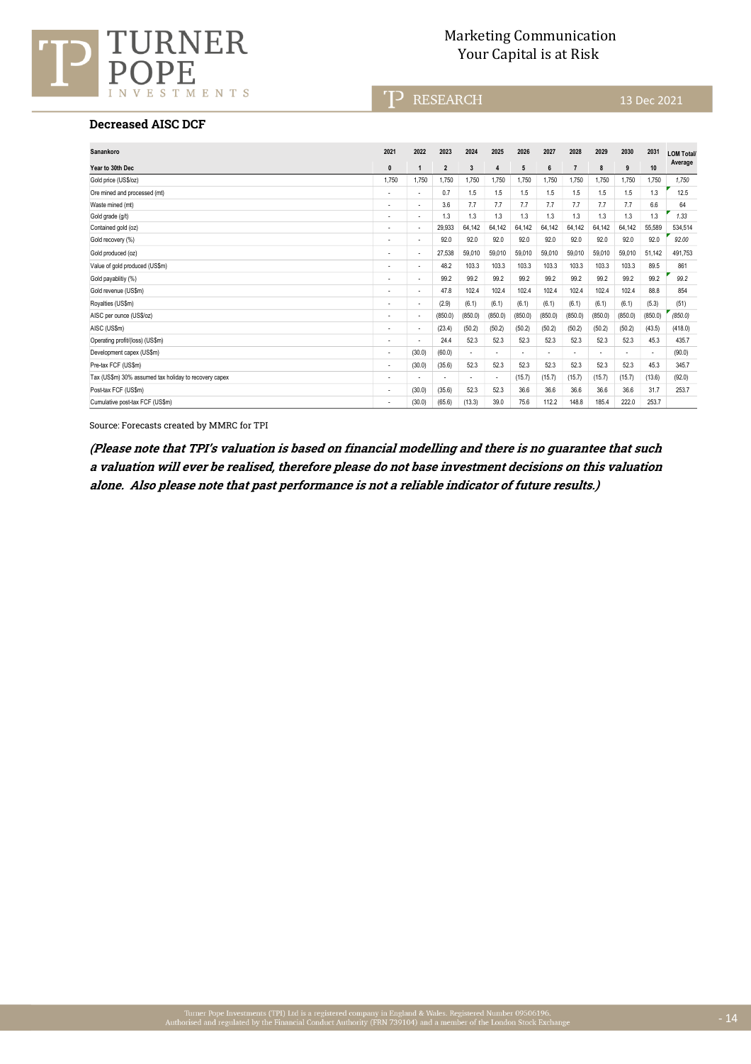## Decreased AISC DCF

| Sanankoro | 2021 | 2022 | 2023 | 2024 | 2025 | 2026 | 2027 | 2028 | 2029 | 2030 | 2031 | LOM Total/ Average |
|---|---|---|---|---|---|---|---|---|---|---|---|---|
| Year to 30th Dec | 0 | 1 | 2 | 3 | 4 | 5 | 6 | 7 | 8 | 9 | 10 | |
| Gold price (US$/oz) | 1,750 | 1,750 | 1,750 | 1,750 | 1,750 | 1,750 | 1,750 | 1,750 | 1,750 | 1,750 | 1,750 | 1,750 |
| Ore mined and processed (mt) | - | - | 0.7 | 1.5 | 1.5 | 1.5 | 1.5 | 1.5 | 1.5 | 1.5 | 1.3 | 12.5 |
| Waste mined (mt) | - | - | 3.6 | 7.7 | 7.7 | 7.7 | 7.7 | 7.7 | 7.7 | 7.7 | 6.6 | 64 |
| Gold grade (g/t) | - | - | 1.3 | 1.3 | 1.3 | 1.3 | 1.3 | 1.3 | 1.3 | 1.3 | 1.3 | 1.33 |
| Contained gold (oz) | - | - | 29,933 | 64,142 | 64,142 | 64,142 | 64,142 | 64,142 | 64,142 | 64,142 | 55,589 | 534,514 |
| Gold recovery (%) | - | - | 92.0 | 92.0 | 92.0 | 92.0 | 92.0 | 92.0 | 92.0 | 92.0 | 92.0 | 92.00 |
| Gold produced (oz) | - | - | 27,538 | 59,010 | 59,010 | 59,010 | 59,010 | 59,010 | 59,010 | 59,010 | 51,142 | 491,753 |
| Value of gold produced (US$m) | - | - | 48.2 | 103.3 | 103.3 | 103.3 | 103.3 | 103.3 | 103.3 | 103.3 | 89.5 | 861 |
| Gold payablitiy (%) | - | - | 99.2 | 99.2 | 99.2 | 99.2 | 99.2 | 99.2 | 99.2 | 99.2 | 99.2 | 99.2 |
| Gold revenue (US$m) | - | - | 47.8 | 102.4 | 102.4 | 102.4 | 102.4 | 102.4 | 102.4 | 102.4 | 88.8 | 854 |
| Royalties (US$m) | - | - | (2.9) | (6.1) | (6.1) | (6.1) | (6.1) | (6.1) | (6.1) | (6.1) | (5.3) | (51) |
| AISC per ounce (US$/oz) | - | - | (850.0) | (850.0) | (850.0) | (850.0) | (850.0) | (850.0) | (850.0) | (850.0) | (850.0) | (850.0) |
| AISC (US$m) | - | - | (23.4) | (50.2) | (50.2) | (50.2) | (50.2) | (50.2) | (50.2) | (50.2) | (43.5) | (418.0) |
| Operating profit/(loss) (US$m) | - | - | 24.4 | 52.3 | 52.3 | 52.3 | 52.3 | 52.3 | 52.3 | 52.3 | 45.3 | 435.7 |
| Development capex (US$m) | - | (30.0) | (60.0) | - | - | - | - | - | - | - | - | (90.0) |
| Pre-tax FCF (US$m) | - | (30.0) | (35.6) | 52.3 | 52.3 | 52.3 | 52.3 | 52.3 | 52.3 | 52.3 | 45.3 | 345.7 |
| Tax (US$m) 30% assumed tax holiday to recovery capex | - | - | - | - | - | (15.7) | (15.7) | (15.7) | (15.7) | (15.7) | (13.6) | (92.0) |
| Post-tax FCF (US$m) | - | (30.0) | (35.6) | 52.3 | 52.3 | 36.6 | 36.6 | 36.6 | 36.6 | 36.6 | 31.7 | 253.7 |
| Cumulative post-tax FCF (US$m) | - | (30.0) | (65.6) | (13.3) | 39.0 | 75.6 | 112.2 | 148.8 | 185.4 | 222.0 | 253.7 | |

Source: Forecasts created by MMRC for TPI

***(Please note that TPI's valuation is based on financial modelling and there is no guarantee that such a valuation will ever be realised, therefore please do not base investment decisions on this valuation alone. Also please note that past performance is not a reliable indicator of future results.)***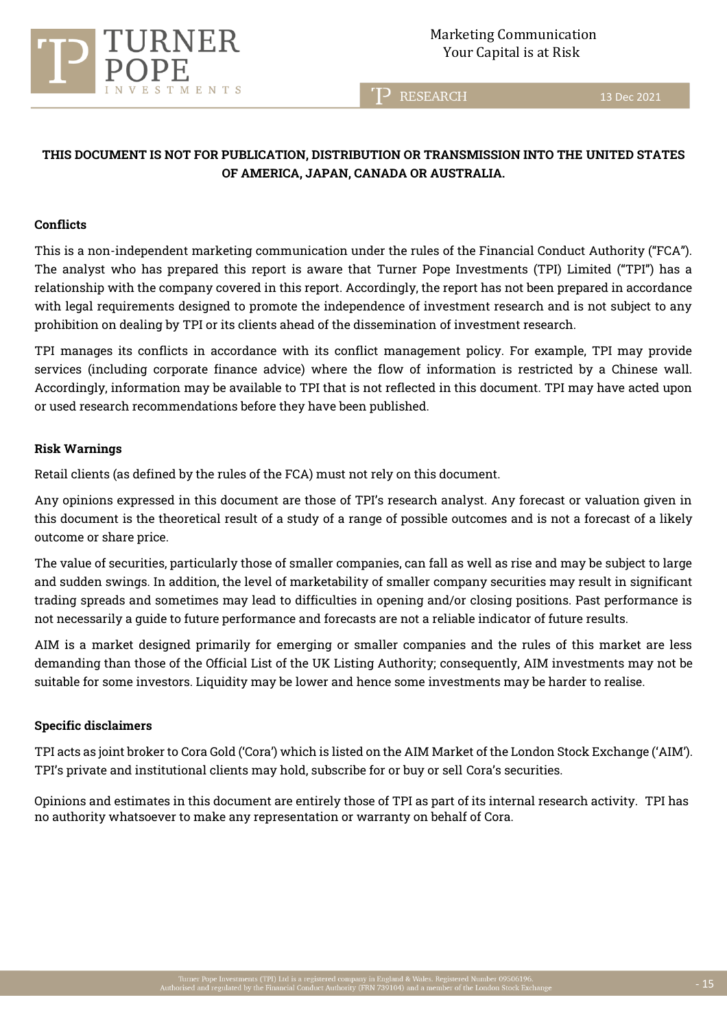**THIS DOCUMENT IS NOT FOR PUBLICATION, DISTRIBUTION OR TRANSMISSION INTO THE UNITED STATES OF AMERICA, JAPAN, CANADA OR AUSTRALIA.**

## Conflicts

This is a non-independent marketing communication under the rules of the Financial Conduct Authority ("FCA"). The analyst who has prepared this report is aware that Turner Pope Investments (TPI) Limited ("TPI") has a relationship with the company covered in this report. Accordingly, the report has not been prepared in accordance with legal requirements designed to promote the independence of investment research and is not subject to any prohibition on dealing by TPI or its clients ahead of the dissemination of investment research.

TPI manages its conflicts in accordance with its conflict management policy. For example, TPI may provide services (including corporate finance advice) where the flow of information is restricted by a Chinese wall. Accordingly, information may be available to TPI that is not reflected in this document. TPI may have acted upon or used research recommendations before they have been published.

## Risk Warnings

Retail clients (as defined by the rules of the FCA) must not rely on this document.

Any opinions expressed in this document are those of TPI's research analyst. Any forecast or valuation given in this document is the theoretical result of a study of a range of possible outcomes and is not a forecast of a likely outcome or share price.

The value of securities, particularly those of smaller companies, can fall as well as rise and may be subject to large and sudden swings. In addition, the level of marketability of smaller company securities may result in significant trading spreads and sometimes may lead to difficulties in opening and/or closing positions. Past performance is not necessarily a guide to future performance and forecasts are not a reliable indicator of future results.

AIM is a market designed primarily for emerging or smaller companies and the rules of this market are less demanding than those of the Official List of the UK Listing Authority; consequently, AIM investments may not be suitable for some investors. Liquidity may be lower and hence some investments may be harder to realise.

## Specific disclaimers

TPI acts as joint broker to Cora Gold ('Cora') which is listed on the AIM Market of the London Stock Exchange ('AIM'). TPI's private and institutional clients may hold, subscribe for or buy or sell Cora's securities.

Opinions and estimates in this document are entirely those of TPI as part of its internal research activity. TPI has no authority whatsoever to make any representation or warranty on behalf of Cora.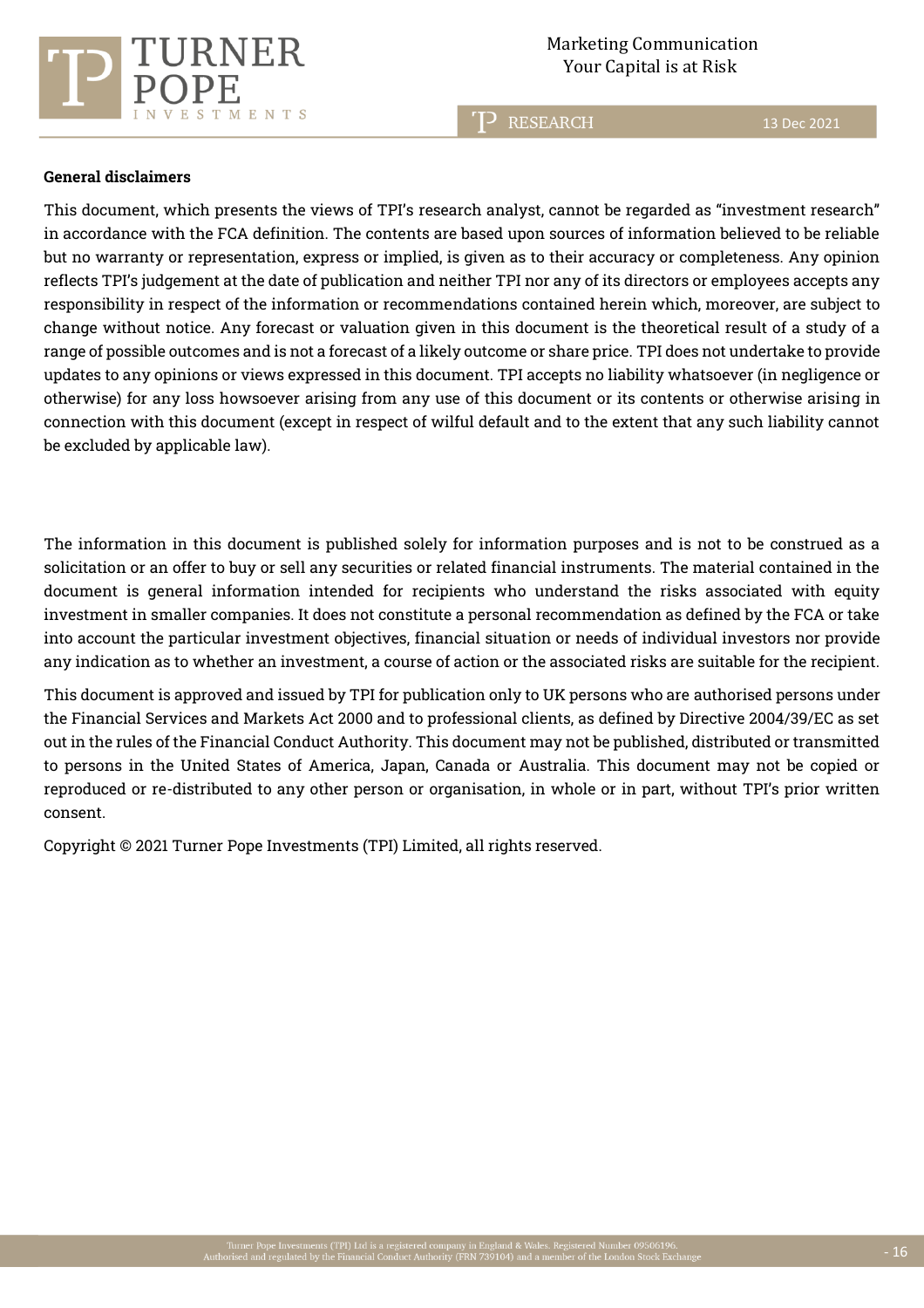**General disclaimers**

This document, which presents the views of TPI's research analyst, cannot be regarded as "investment research" in accordance with the FCA definition. The contents are based upon sources of information believed to be reliable but no warranty or representation, express or implied, is given as to their accuracy or completeness. Any opinion reflects TPI's judgement at the date of publication and neither TPI nor any of its directors or employees accepts any responsibility in respect of the information or recommendations contained herein which, moreover, are subject to change without notice. Any forecast or valuation given in this document is the theoretical result of a study of a range of possible outcomes and is not a forecast of a likely outcome or share price. TPI does not undertake to provide updates to any opinions or views expressed in this document. TPI accepts no liability whatsoever (in negligence or otherwise) for any loss howsoever arising from any use of this document or its contents or otherwise arising in connection with this document (except in respect of wilful default and to the extent that any such liability cannot be excluded by applicable law).

The information in this document is published solely for information purposes and is not to be construed as a solicitation or an offer to buy or sell any securities or related financial instruments. The material contained in the document is general information intended for recipients who understand the risks associated with equity investment in smaller companies. It does not constitute a personal recommendation as defined by the FCA or take into account the particular investment objectives, financial situation or needs of individual investors nor provide any indication as to whether an investment, a course of action or the associated risks are suitable for the recipient.

This document is approved and issued by TPI for publication only to UK persons who are authorised persons under the Financial Services and Markets Act 2000 and to professional clients, as defined by Directive 2004/39/EC as set out in the rules of the Financial Conduct Authority. This document may not be published, distributed or transmitted to persons in the United States of America, Japan, Canada or Australia. This document may not be copied or reproduced or re-distributed to any other person or organisation, in whole or in part, without TPI's prior written consent.

Copyright © 2021 Turner Pope Investments (TPI) Limited, all rights reserved.